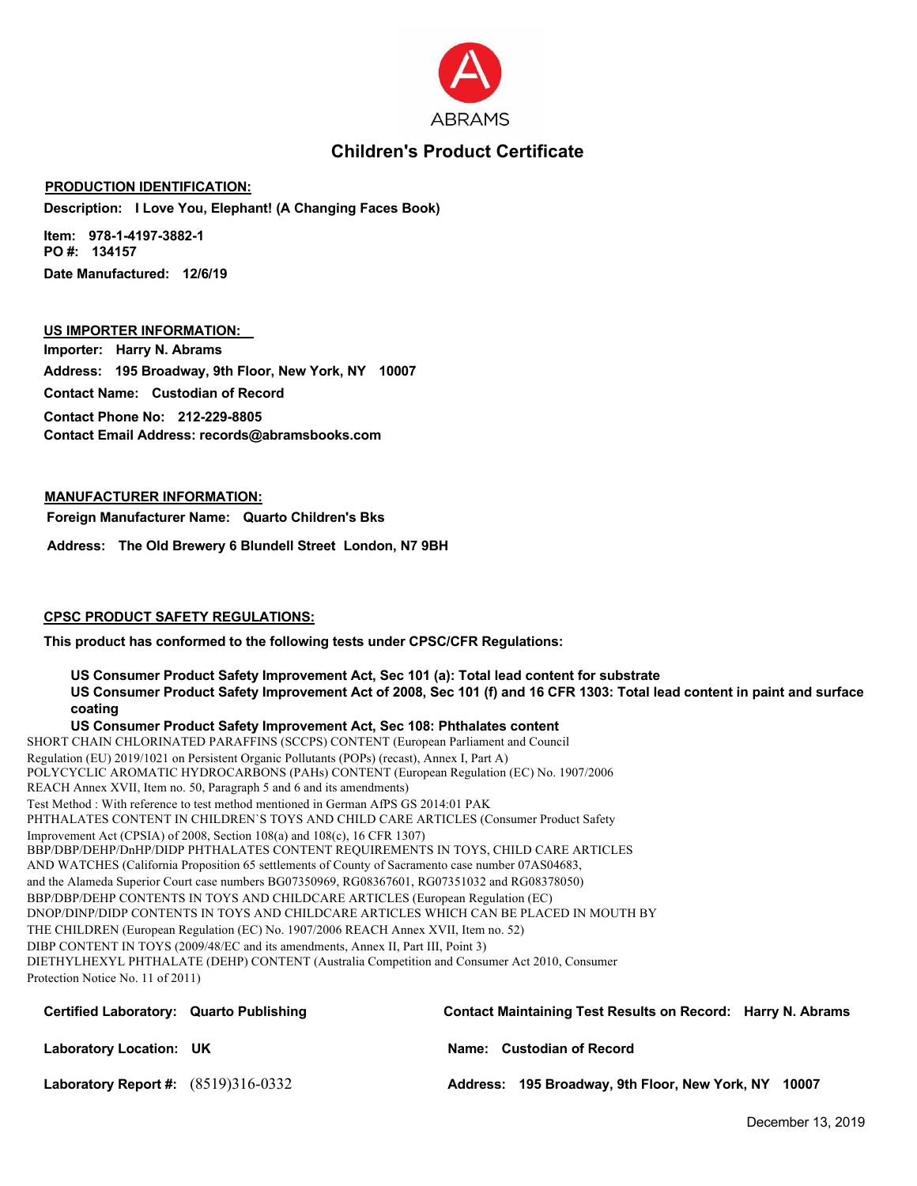ABRAMS

# Children's Product Certificate

**PRODUCTION IDENTIFICATION:**

**Description: I Love You, Elephant! (A Changing Faces Book)**

**Item: 978-1-4197-3882-1**
**PO #: 134157**

**Date Manufactured: 12/6/19**

**US IMPORTER INFORMATION:**

**Importer: Harry N. Abrams**

**Address: 195 Broadway, 9th Floor, New York, NY 10007**

**Contact Name: Custodian of Record**

**Contact Phone No: 212-229-8805**
**Contact Email Address: records@abramsbooks.com**

**MANUFACTURER INFORMATION:**

**Foreign Manufacturer Name: Quarto Children's Bks**

**Address: The Old Brewery 6 Blundell Street London, N7 9BH**

**CPSC PRODUCT SAFETY REGULATIONS:**

**This product has conformed to the following tests under CPSC/CFR Regulations:**

**US Consumer Product Safety Improvement Act, Sec 101 (a): Total lead content for substrate**
**US Consumer Product Safety Improvement Act of 2008, Sec 101 (f) and 16 CFR 1303: Total lead content in paint and surface coating**
**US Consumer Product Safety Improvement Act, Sec 108: Phthalates content**

SHORT CHAIN CHLORINATED PARAFFINS (SCCPS) CONTENT (European Parliament and Council Regulation (EU) 2019/1021 on Persistent Organic Pollutants (POPs) (recast), Annex I, Part A)
POLYCYCLIC AROMATIC HYDROCARBONS (PAHs) CONTENT (European Regulation (EC) No. 1907/2006 REACH Annex XVII, Item no. 50, Paragraph 5 and 6 and its amendments)
Test Method : With reference to test method mentioned in German AfPS GS 2014:01 PAK
PHTHALATES CONTENT IN CHILDREN`S TOYS AND CHILD CARE ARTICLES (Consumer Product Safety Improvement Act (CPSIA) of 2008, Section 108(a) and 108(c), 16 CFR 1307)
BBP/DBP/DEHP/DnHP/DIDP PHTHALATES CONTENT REQUIREMENTS IN TOYS, CHILD CARE ARTICLES AND WATCHES (California Proposition 65 settlements of County of Sacramento case number 07AS04683, and the Alameda Superior Court case numbers BG07350969, RG08367601, RG07351032 and RG08378050)
BBP/DBP/DEHP CONTENTS IN TOYS AND CHILDCARE ARTICLES (European Regulation (EC)
DNOP/DINP/DIDP CONTENTS IN TOYS AND CHILDCARE ARTICLES WHICH CAN BE PLACED IN MOUTH BY THE CHILDREN (European Regulation (EC) No. 1907/2006 REACH Annex XVII, Item no. 52)
DIBP CONTENT IN TOYS (2009/48/EC and its amendments, Annex II, Part III, Point 3)
DIETHYLHEXYL PHTHALATE (DEHP) CONTENT (Australia Competition and Consumer Act 2010, Consumer Protection Notice No. 11 of 2011)

**Certified Laboratory: Quarto Publishing**

**Laboratory Location: UK**

**Laboratory Report #:** (8519)316-0332

**Contact Maintaining Test Results on Record: Harry N. Abrams**

**Name: Custodian of Record**

**Address: 195 Broadway, 9th Floor, New York, NY 10007**

December 13, 2019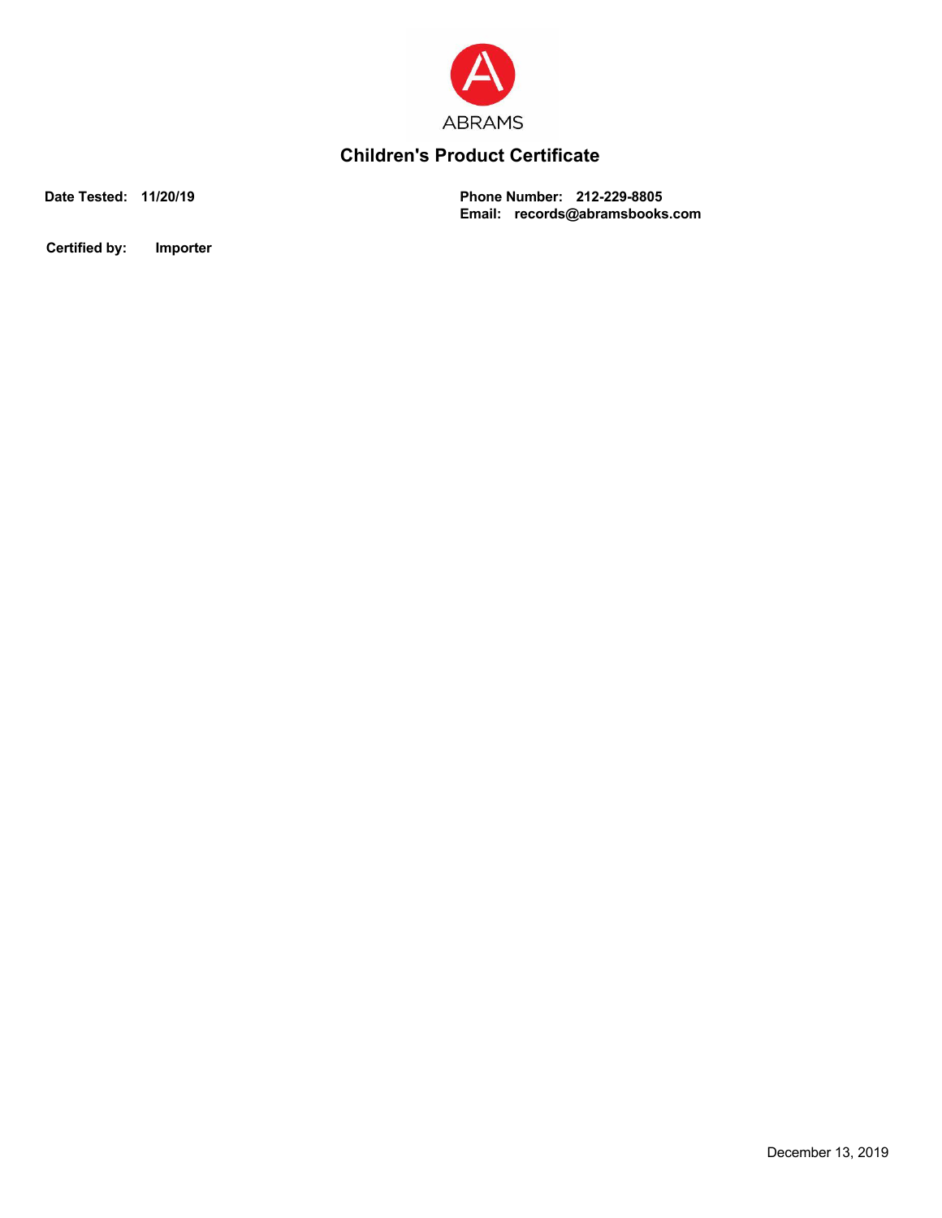ABRAMS

# Children's Product Certificate

**Date Tested:** **11/20/19**

**Phone Number:** **212-229-8805**
**Email:** **records@abramsbooks.com**

**Certified by:** **Importer**

December 13, 2019